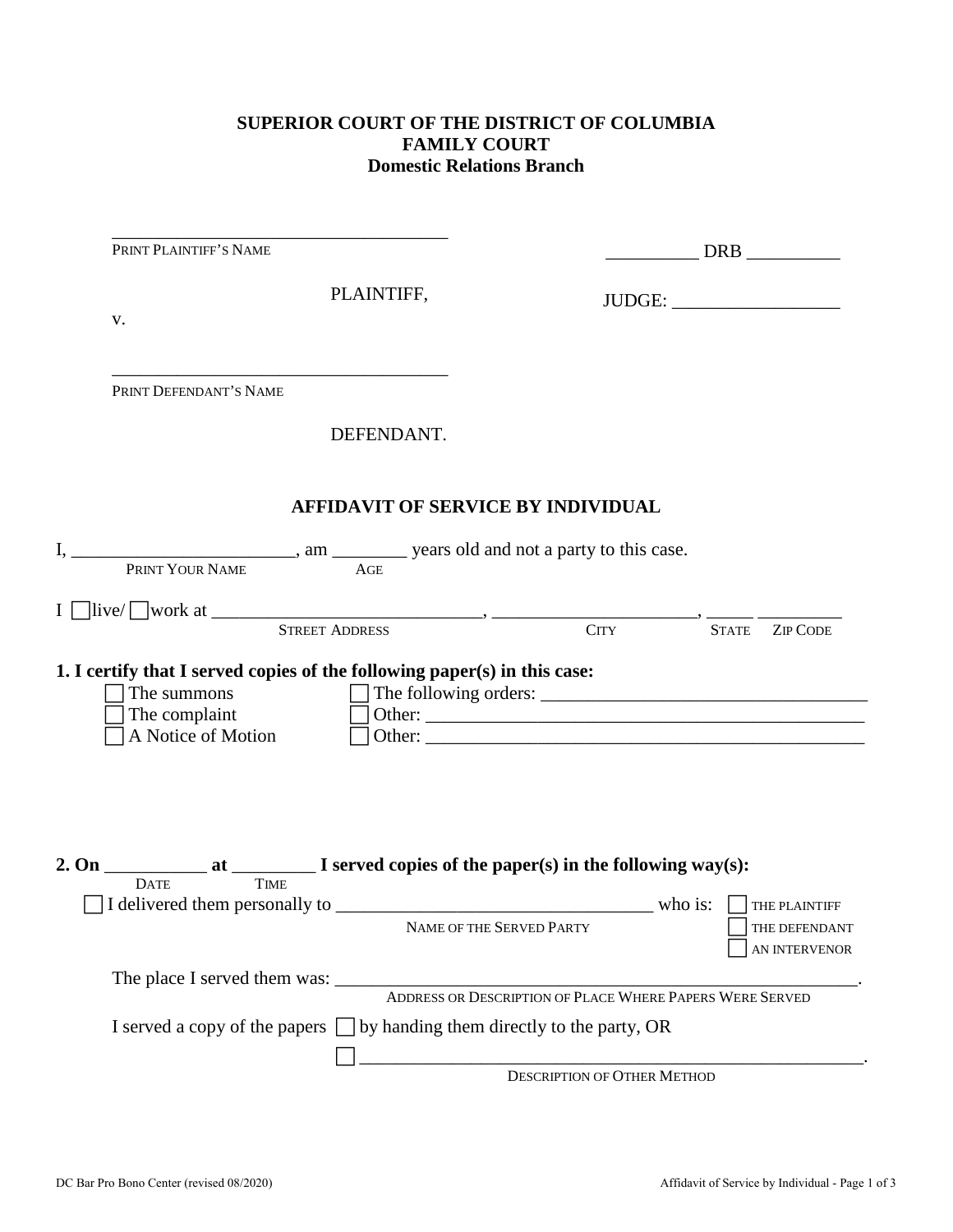**SUPERIOR COURT OF THE DISTRICT OF COLUMBIA**
**FAMILY COURT**
**Domestic Relations Branch**

_____________________________________
PRINT PLAINTIFF'S NAME

PLAINTIFF,

v.

_____________________________________
PRINT DEFENDANT'S NAME

DEFENDANT.

__________ DRB __________

JUDGE: __________________

## AFFIDAVIT OF SERVICE BY INDIVIDUAL

I, ________________________, am ________ years old and not a party to this case.
PRINT YOUR NAME AGE

I ☐ live/ ☐ work at _____________________________, ______________________, _____ _________
STREET ADDRESS CITY STATE ZIP CODE

**1. I certify that I served copies of the following paper(s) in this case:**

- ☐ The summons
- ☐ The complaint
- ☐ A Notice of Motion
- ☐ The following orders: ___________________________________
- ☐ Other: ________________________________________________
- ☐ Other: ________________________________________________

**2. On ___________ at _________ I served copies of the paper(s) in the following way(s):**
DATE TIME

☐ I delivered them personally to __________________________________ who is: ☐ THE PLAINTIFF ☐ THE DEFENDANT ☐ AN INTERVENOR
NAME OF THE SERVED PARTY

The place I served them was: ________________________________________________________.
ADDRESS OR DESCRIPTION OF PLACE WHERE PAPERS WERE SERVED

I served a copy of the papers ☐ by handing them directly to the party, OR

☐ ______________________________________________________.
DESCRIPTION OF OTHER METHOD

DC Bar Pro Bono Center (revised 08/2020)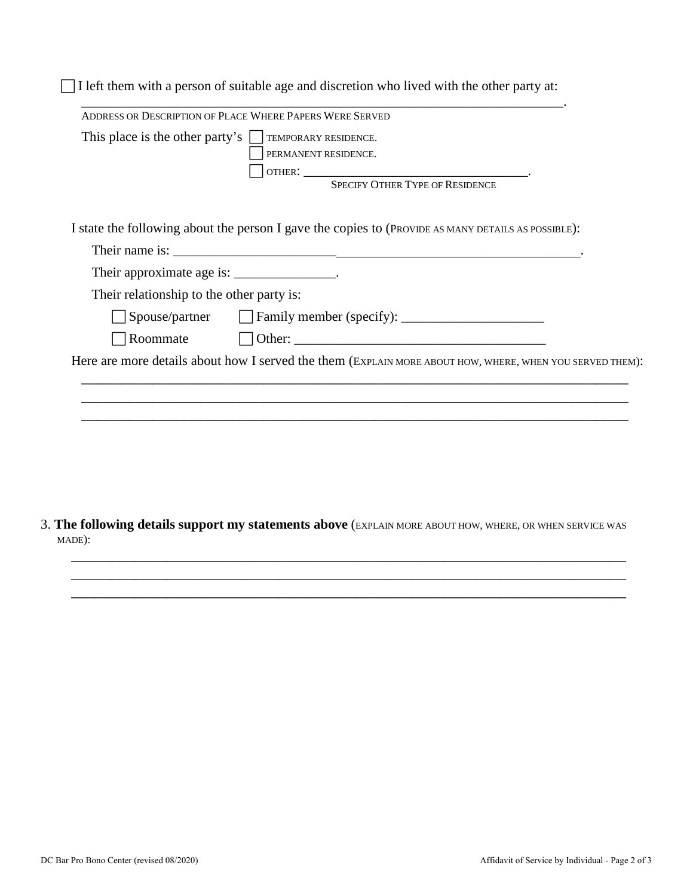☐ I left them with a person of suitable age and discretion who lived with the other party at:

______________________________________________________________________________.
ADDRESS OR DESCRIPTION OF PLACE WHERE PAPERS WERE SERVED

This place is the other party's ☐ TEMPORARY RESIDENCE.
☐ PERMANENT RESIDENCE.
☐ OTHER: ____________________________________.
SPECIFY OTHER TYPE OF RESIDENCE

I state the following about the person I gave the copies to (PROVIDE AS MANY DETAILS AS POSSIBLE):

Their name is: _____________________________________________________________.

Their approximate age is: _______________.

Their relationship to the other party is:

☐ Spouse/partner ☐ Family member (specify): _____________________

☐ Roommate ☐ Other: _____________________________________

Here are more details about how I served the them (EXPLAIN MORE ABOUT HOW, WHERE, WHEN YOU SERVED THEM):

______________________________________________________________________________

______________________________________________________________________________

______________________________________________________________________________

3. **The following details support my statements above** (EXPLAIN MORE ABOUT HOW, WHERE, OR WHEN SERVICE WAS MADE):

______________________________________________________________________________

______________________________________________________________________________

______________________________________________________________________________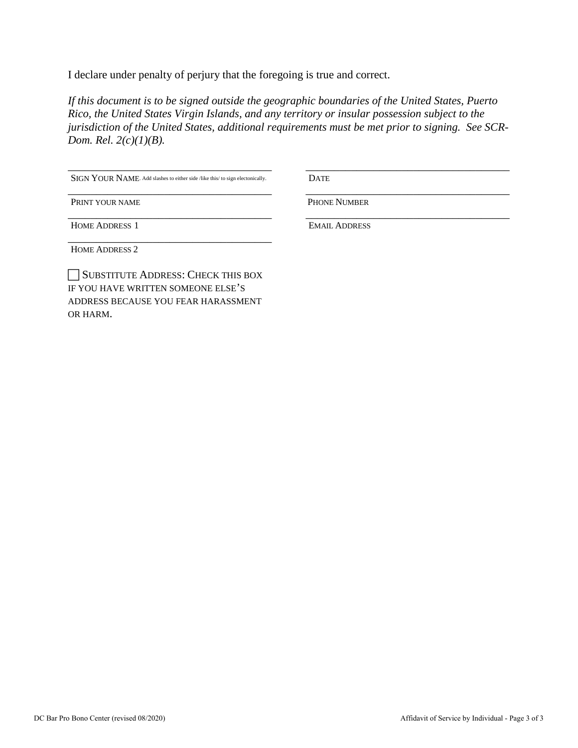I declare under penalty of perjury that the foregoing is true and correct.

*If this document is to be signed outside the geographic boundaries of the United States, Puerto Rico, the United States Virgin Islands, and any territory or insular possession subject to the jurisdiction of the United States, additional requirements must be met prior to signing. See SCR-Dom. Rel. 2(c)(1)(B).*

| | |
|---|---|
| ______________________________________ | ______________________________________ |
| SIGN YOUR NAME. Add slashes to either side /like this/ to sign electonically. | DATE |
| ______________________________________ | ______________________________________ |
| PRINT YOUR NAME | PHONE NUMBER |
| ______________________________________ | ______________________________________ |
| HOME ADDRESS 1 | EMAIL ADDRESS |
| ______________________________________ | |
| HOME ADDRESS 2 | |

☐ SUBSTITUTE ADDRESS: CHECK THIS BOX IF YOU HAVE WRITTEN SOMEONE ELSE'S ADDRESS BECAUSE YOU FEAR HARASSMENT OR HARM.